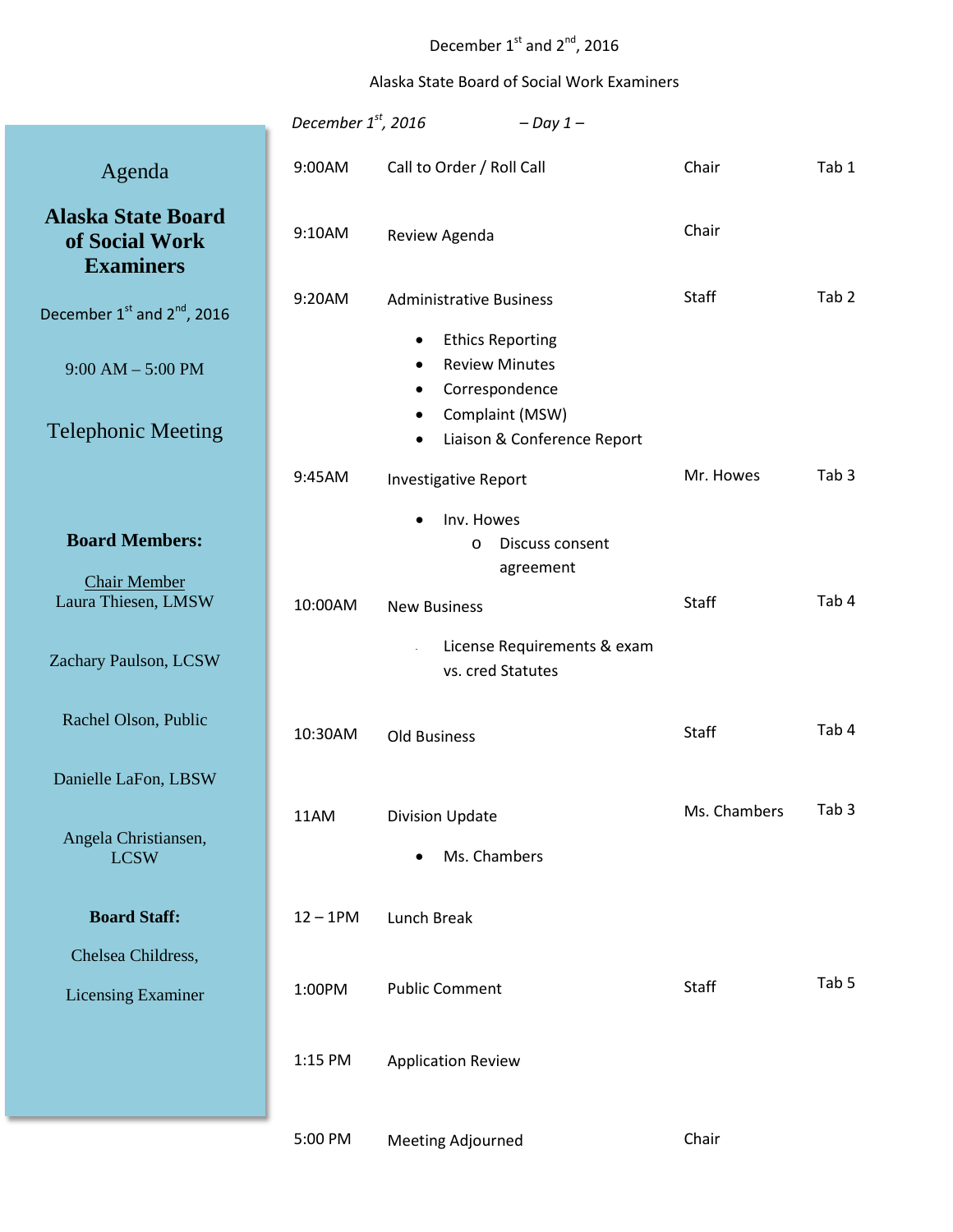December 1st and 2nd, 2016

Alaska State Board of Social Work Examiners

# Agenda

## Alaska State Board of Social Work Examiners

December 1st and 2nd, 2016

9:00 AM – 5:00 PM

Telephonic Meeting

**Board Members:**

Chair Member
Laura Thiesen, LMSW

Zachary Paulson, LCSW

Rachel Olson, Public

Danielle LaFon, LBSW

Angela Christiansen, LCSW

**Board Staff:**

Chelsea Childress,

Licensing Examiner

*December 1st, 2016 – Day 1 –*

| Time | Item | Presenter | Tab |
|---|---|---|---|
| 9:00AM | Call to Order / Roll Call | Chair | Tab 1 |
| 9:10AM | Review Agenda | Chair | |
| 9:20AM | Administrative Business<br>• Ethics Reporting<br>• Review Minutes<br>• Correspondence<br>• Complaint (MSW)<br>• Liaison & Conference Report | Staff | Tab 2 |
| 9:45AM | Investigative Report<br>• Inv. Howes<br>o Discuss consent agreement | Mr. Howes | Tab 3 |
| 10:00AM | New Business<br>- License Requirements & exam vs. cred Statutes | Staff | Tab 4 |
| 10:30AM | Old Business | Staff | Tab 4 |
| 11AM | Division Update<br>• Ms. Chambers | Ms. Chambers | Tab 3 |
| 12 – 1PM | Lunch Break | | |
| 1:00PM | Public Comment | Staff | Tab 5 |
| 1:15 PM | Application Review | | |
| 5:00 PM | Meeting Adjourned | Chair | |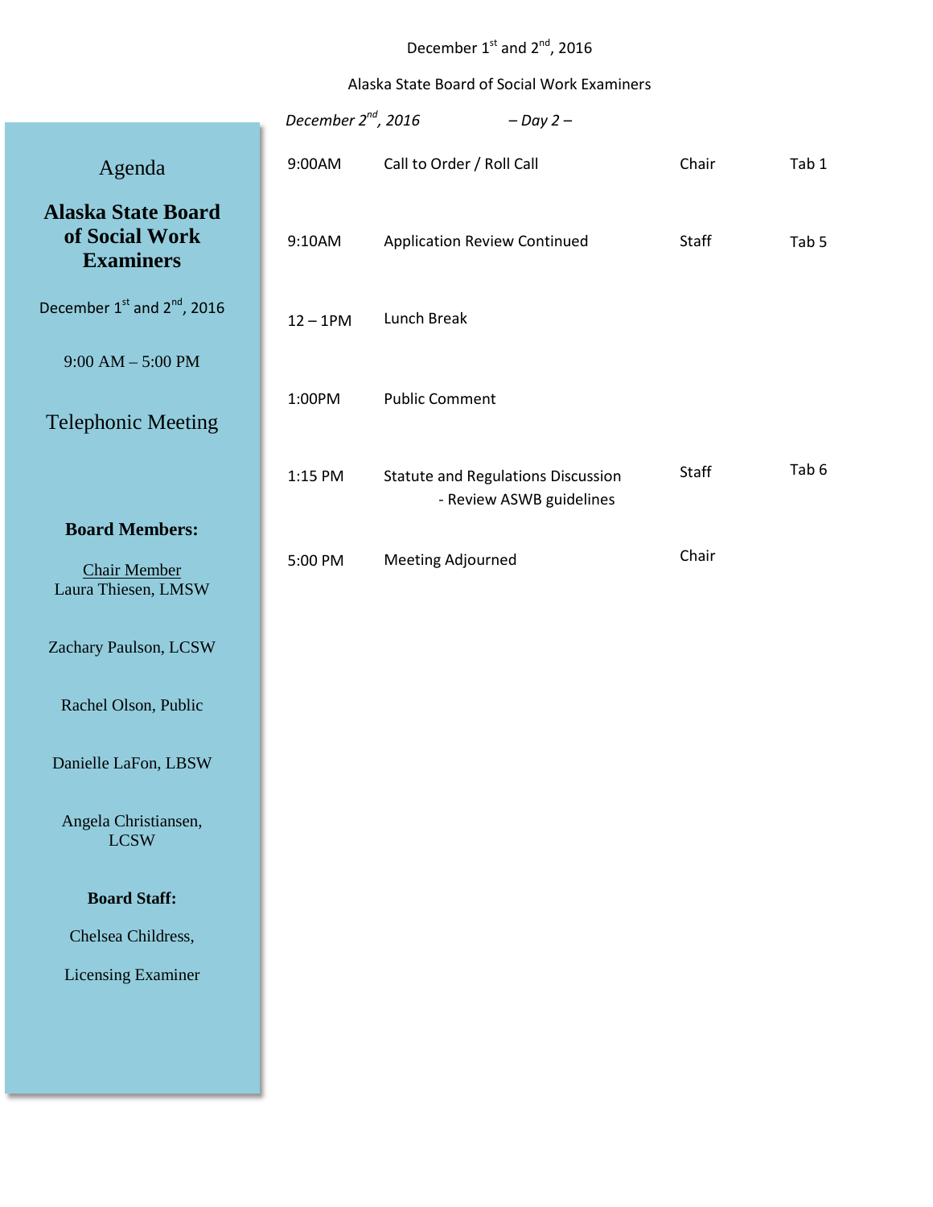December 1st and 2nd, 2016

Alaska State Board of Social Work Examiners

# Agenda

## Alaska State Board of Social Work Examiners

December 1st and 2nd, 2016

9:00 AM – 5:00 PM

Telephonic Meeting

**Board Members:**

Chair Member
Laura Thiesen, LMSW

Zachary Paulson, LCSW

Rachel Olson, Public

Danielle LaFon, LBSW

Angela Christiansen, LCSW

**Board Staff:**

Chelsea Childress,

Licensing Examiner

*December 2nd, 2016 – Day 2 –*

| | | | |
|---|---|---|---|
| 9:00AM | Call to Order / Roll Call | Chair | Tab 1 |
| 9:10AM | Application Review Continued | Staff | Tab 5 |
| 12 – 1PM | Lunch Break | | |
| 1:00PM | Public Comment | | |
| 1:15 PM | Statute and Regulations Discussion<br>- Review ASWB guidelines | Staff | Tab 6 |
| 5:00 PM | Meeting Adjourned | Chair | |